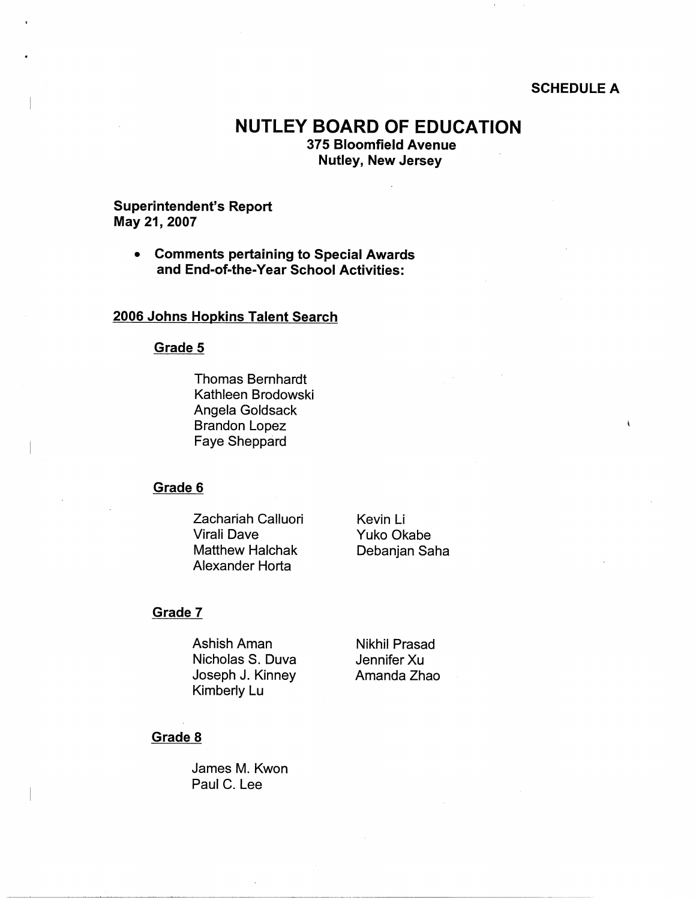**SCHEDULE A**

# NUTLEY BOARD OF EDUCATION

**375 Bloomfield Avenue**
**Nutley, New Jersey**

**Superintendent's Report**
**May 21, 2007**

- **Comments pertaining to Special Awards and End-of-the-Year School Activities:**

## 2006 Johns Hopkins Talent Search

### Grade 5

Thomas Bernhardt
Kathleen Brodowski
Angela Goldsack
Brandon Lopez
Faye Sheppard

### Grade 6

Zachariah Calluori
Virali Dave
Matthew Halchak
Alexander Horta
Kevin Li
Yuko Okabe
Debanjan Saha

### Grade 7

Ashish Aman
Nicholas S. Duva
Joseph J. Kinney
Kimberly Lu
Nikhil Prasad
Jennifer Xu
Amanda Zhao

### Grade 8

James M. Kwon
Paul C. Lee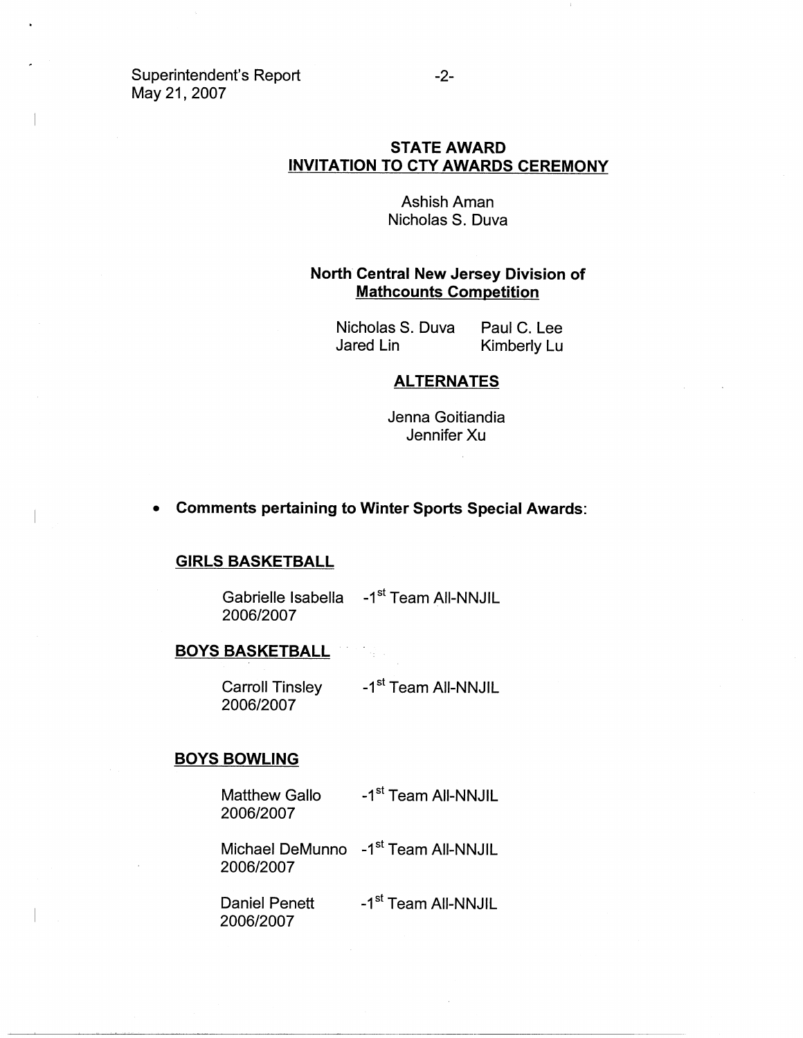**STATE AWARD**
**INVITATION TO CTY AWARDS CEREMONY**

Ashish Aman
Nicholas S. Duva

**North Central New Jersey Division of Mathcounts Competition**

Nicholas S. Duva
Paul C. Lee
Jared Lin
Kimberly Lu

**ALTERNATES**

Jenna Goitiandia
Jennifer Xu

- **Comments pertaining to Winter Sports Special Awards:**

**GIRLS BASKETBALL**

Gabrielle Isabella 2006/2007 - 1st Team All-NNJIL

**BOYS BASKETBALL**

Carroll Tinsley 2006/2007 - 1st Team All-NNJIL

**BOYS BOWLING**

Matthew Gallo 2006/2007 - 1st Team All-NNJIL

Michael DeMunno 2006/2007 - 1st Team All-NNJIL

Daniel Penett 2006/2007 - 1st Team All-NNJIL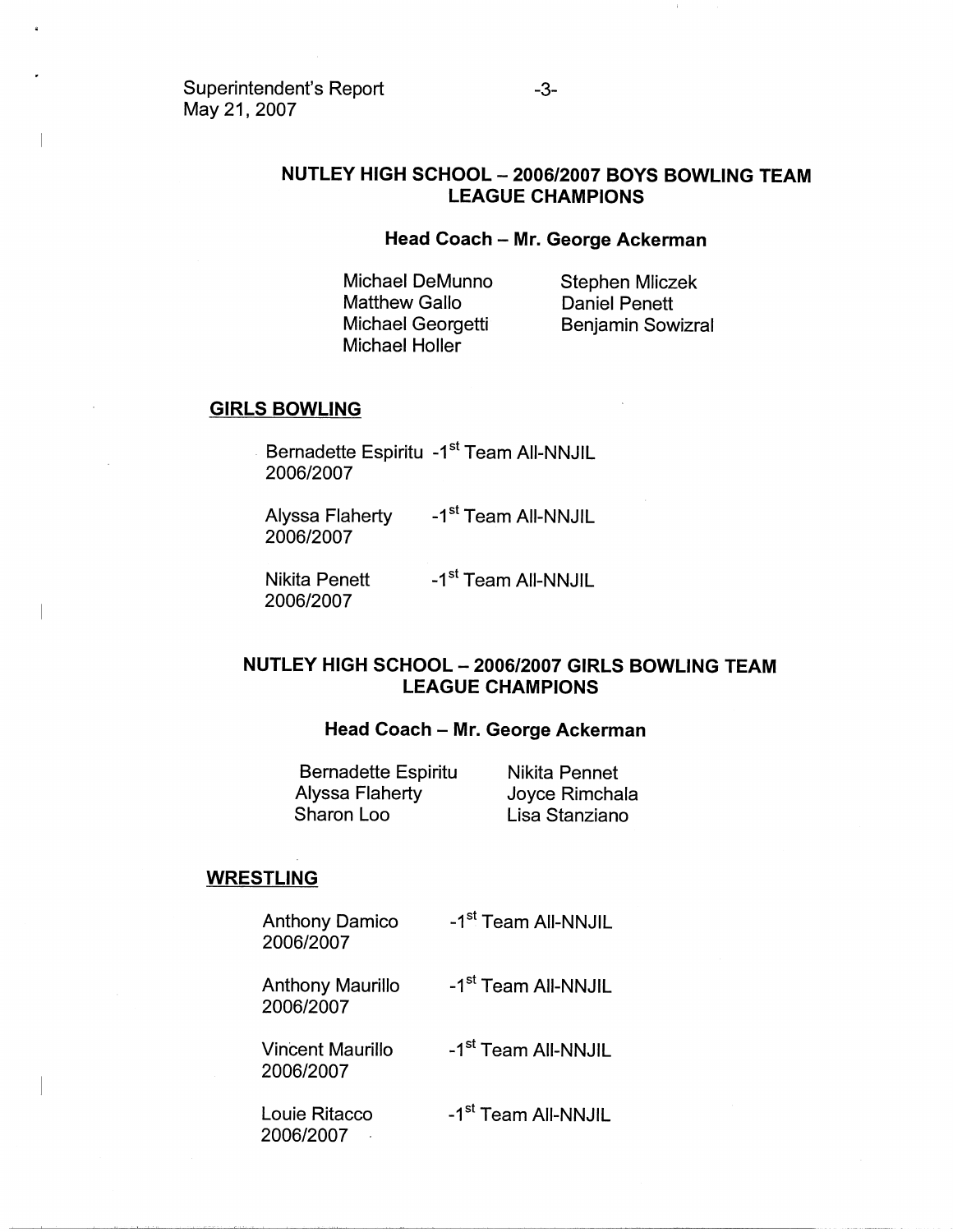## NUTLEY HIGH SCHOOL – 2006/2007 BOYS BOWLING TEAM LEAGUE CHAMPIONS

### Head Coach – Mr. George Ackerman

Michael DeMunno
Matthew Gallo
Michael Georgetti
Michael Holler
Stephen Mliczek
Daniel Penett
Benjamin Sowizral

**GIRLS BOWLING**

Bernadette Espiritu 2006/2007 -1st Team All-NNJIL

Alyssa Flaherty 2006/2007 -1st Team All-NNJIL

Nikita Penett 2006/2007 -1st Team All-NNJIL

## NUTLEY HIGH SCHOOL – 2006/2007 GIRLS BOWLING TEAM LEAGUE CHAMPIONS

### Head Coach – Mr. George Ackerman

Bernadette Espiritu
Alyssa Flaherty
Sharon Loo
Nikita Pennet
Joyce Rimchala
Lisa Stanziano

**WRESTLING**

Anthony Damico 2006/2007 -1st Team All-NNJIL

Anthony Maurillo 2006/2007 -1st Team All-NNJIL

Vincent Maurillo 2006/2007 -1st Team All-NNJIL

Louie Ritacco 2006/2007 -1st Team All-NNJIL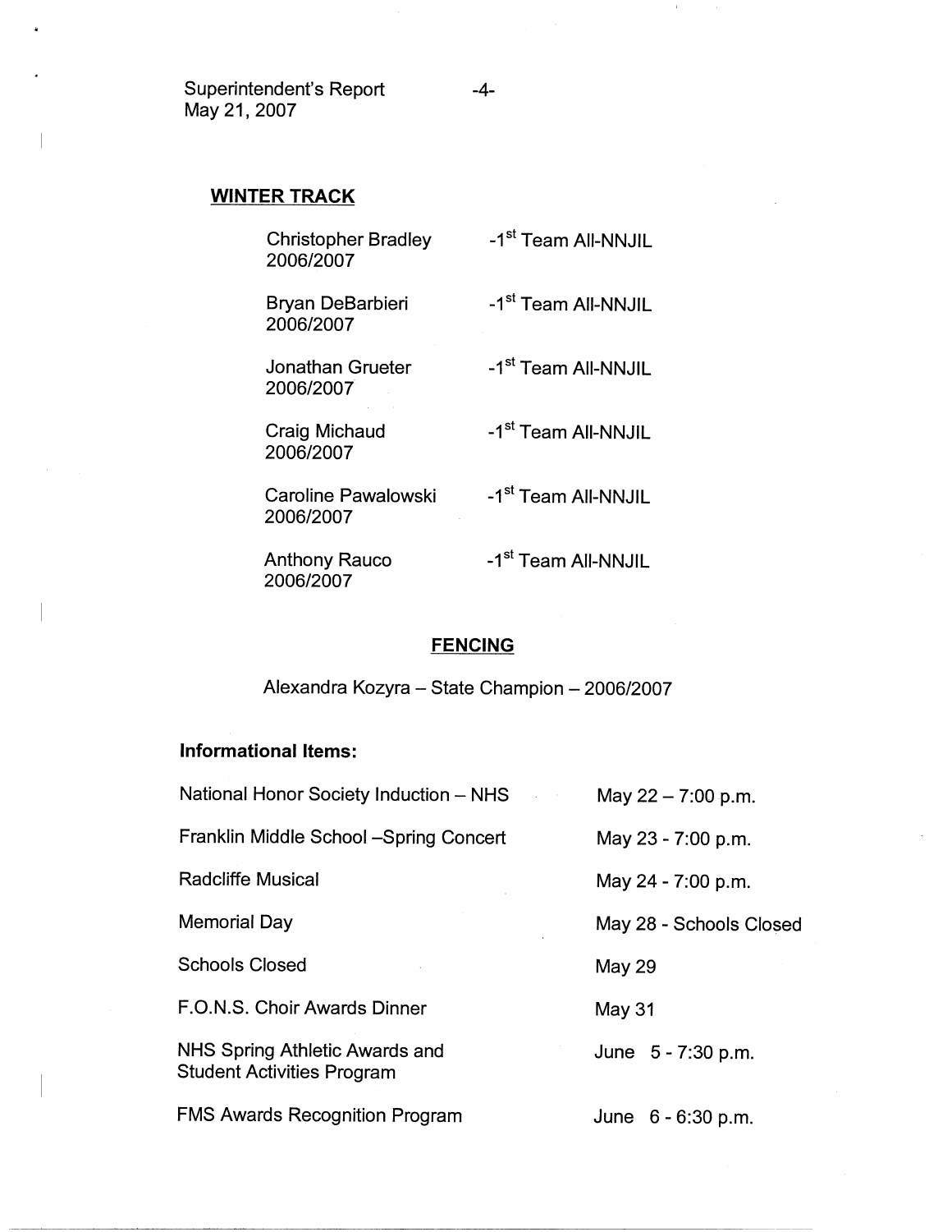## WINTER TRACK

| | |
|---|---|
| Christopher Bradley 2006/2007 | -1st Team All-NNJIL |
| Bryan DeBarbieri 2006/2007 | -1st Team All-NNJIL |
| Jonathan Grueter 2006/2007 | -1st Team All-NNJIL |
| Craig Michaud 2006/2007 | -1st Team All-NNJIL |
| Caroline Pawalowski 2006/2007 | -1st Team All-NNJIL |
| Anthony Rauco 2006/2007 | -1st Team All-NNJIL |

## FENCING

Alexandra Kozyra – State Champion – 2006/2007

**Informational Items:**

| | |
|---|---|
| National Honor Society Induction – NHS | May 22 – 7:00 p.m. |
| Franklin Middle School –Spring Concert | May 23 - 7:00 p.m. |
| Radcliffe Musical | May 24 - 7:00 p.m. |
| Memorial Day | May 28 - Schools Closed |
| Schools Closed | May 29 |
| F.O.N.S. Choir Awards Dinner | May 31 |
| NHS Spring Athletic Awards and Student Activities Program | June 5 - 7:30 p.m. |
| FMS Awards Recognition Program | June 6 - 6:30 p.m. |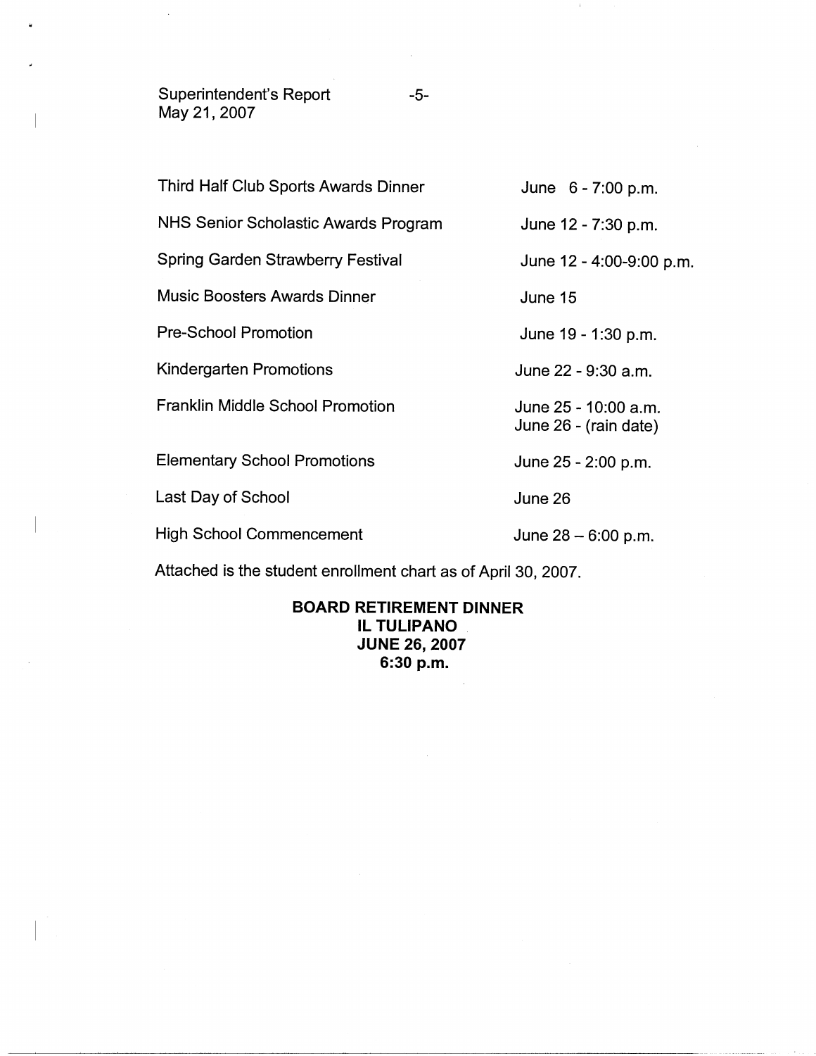| | |
|---|---|
| Third Half Club Sports Awards Dinner | June 6 - 7:00 p.m. |
| NHS Senior Scholastic Awards Program | June 12 - 7:30 p.m. |
| Spring Garden Strawberry Festival | June 12 - 4:00-9:00 p.m. |
| Music Boosters Awards Dinner | June 15 |
| Pre-School Promotion | June 19 - 1:30 p.m. |
| Kindergarten Promotions | June 22 - 9:30 a.m. |
| Franklin Middle School Promotion | June 25 - 10:00 a.m.<br>June 26 - (rain date) |
| Elementary School Promotions | June 25 - 2:00 p.m. |
| Last Day of School | June 26 |
| High School Commencement | June 28 – 6:00 p.m. |

Attached is the student enrollment chart as of April 30, 2007.

**BOARD RETIREMENT DINNER**
**IL TULIPANO**
**JUNE 26, 2007**
**6:30 p.m.**